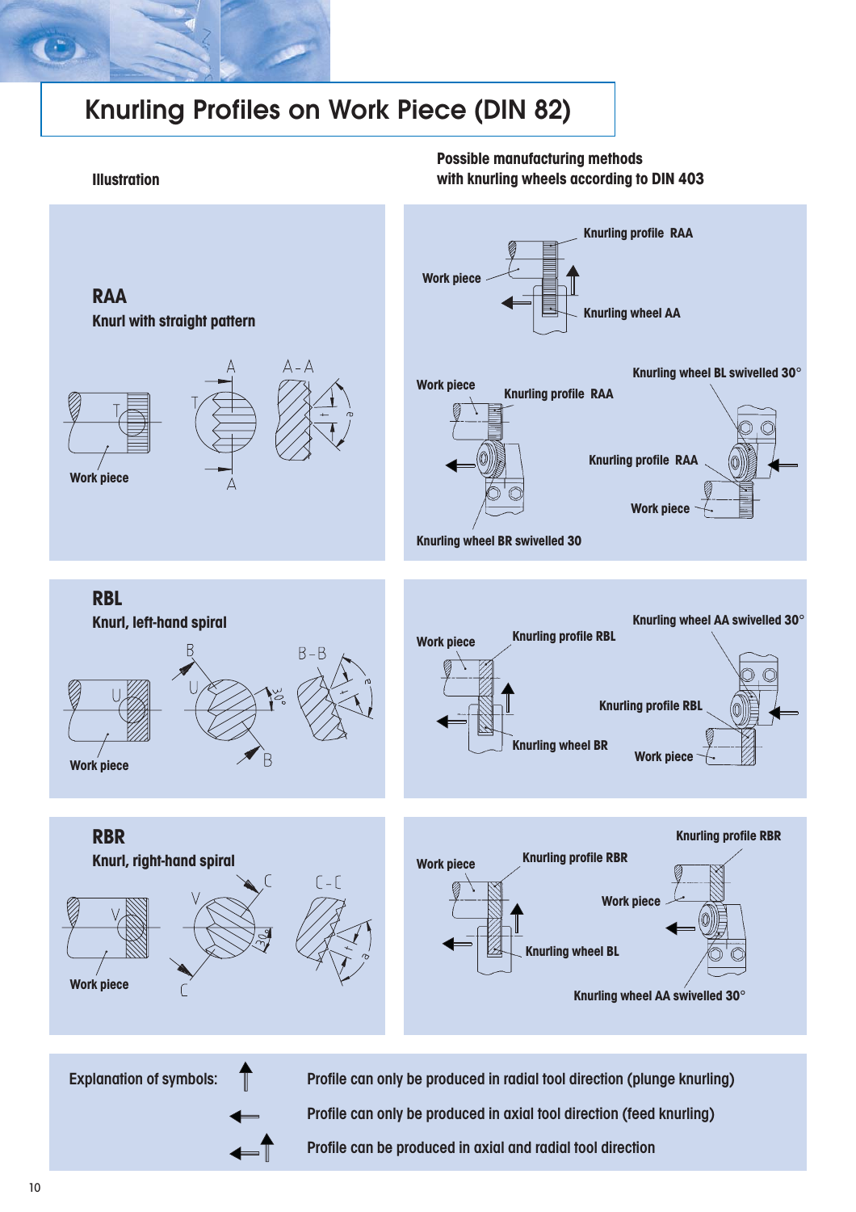# Knurling Profiles on Work Piece (DIN 82)

| Illustration | Possible manufacturing methods with knurling wheels according to DIN 403 |
| --- | --- |
| **RAA** Knurl with straight pattern | Work piece / Knurling profile RAA / Knurling wheel AA; Work piece / Knurling profile RAA / Knurling wheel BR swivelled 30; Knurling wheel BL swivelled 30° / Knurling profile RAA / Work piece |
| **RBL** Knurl, left-hand spiral | Work piece / Knurling profile RBL / Knurling wheel BR; Knurling wheel AA swivelled 30° / Knurling profile RBL / Work piece |
| **RBR** Knurl, right-hand spiral | Work piece / Knurling profile RBR / Knurling wheel BL; Knurling profile RBR / Work piece / Knurling wheel AA swivelled 30° |

**Explanation of symbols:**

- ↑ Profile can only be produced in radial tool direction (plunge knurling)
- ← Profile can only be produced in axial tool direction (feed knurling)
- ←↑ Profile can be produced in axial and radial tool direction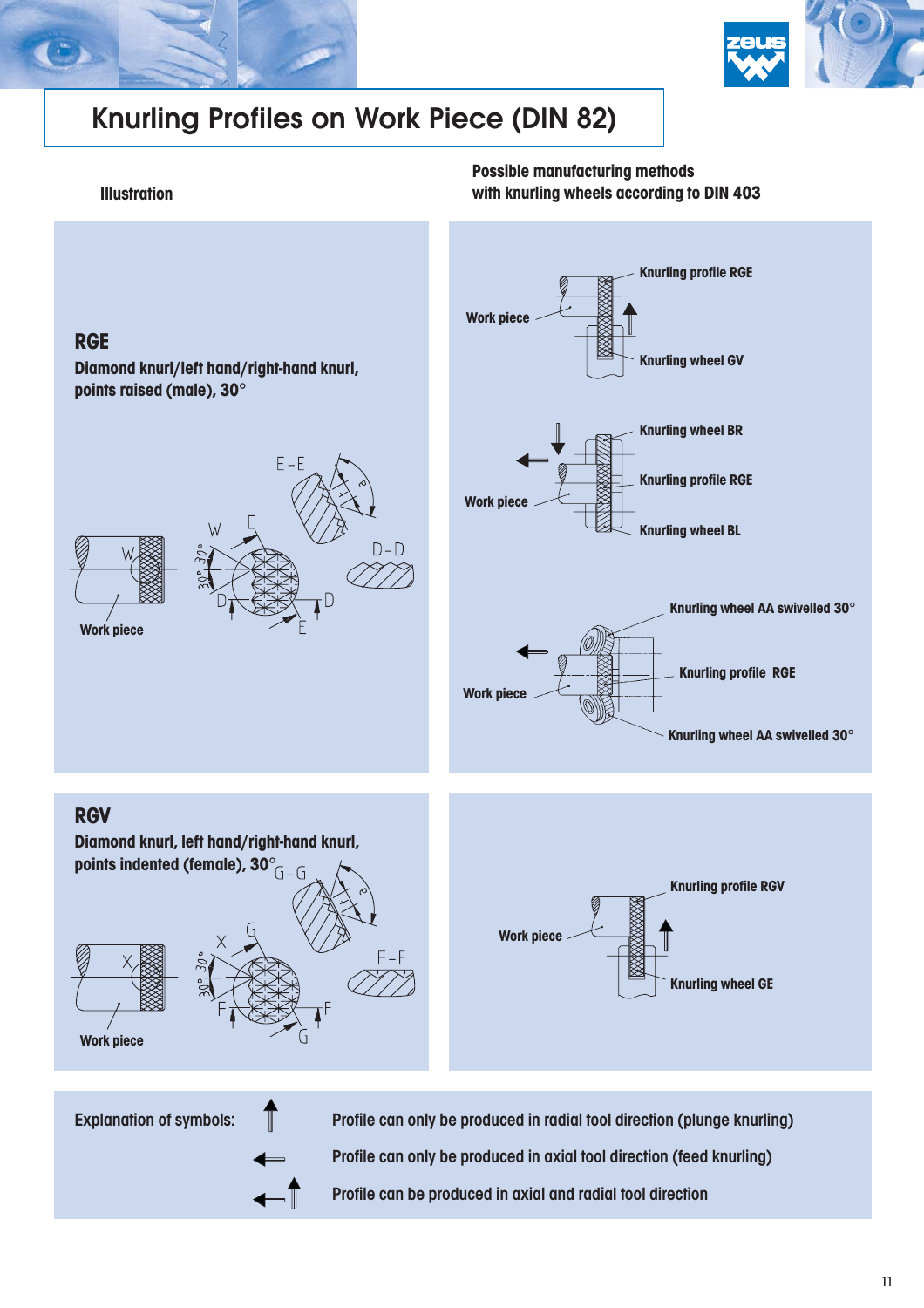# Knurling Profiles on Work Piece (DIN 82)

**Illustration**

**Possible manufacturing methods with knurling wheels according to DIN 403**

## RGE

**Diamond knurl/left hand/right-hand knurl, points raised (male), 30°**

Work piece

Work piece — Knurling profile RGE — Knurling wheel GV

Knurling wheel BR — Knurling profile RGE — Knurling wheel BL — Work piece

Knurling wheel AA swivelled 30° — Knurling profile RGE — Knurling wheel AA swivelled 30° — Work piece

## RGV

**Diamond knurl, left hand/right-hand knurl, points indented (female), 30°**

Work piece

Work piece — Knurling profile RGV — Knurling wheel GE

**Explanation of symbols:**

- ↑ Profile can only be produced in radial tool direction (plunge knurling)
- ← Profile can only be produced in axial tool direction (feed knurling)
- ←↑ Profile can be produced in axial and radial tool direction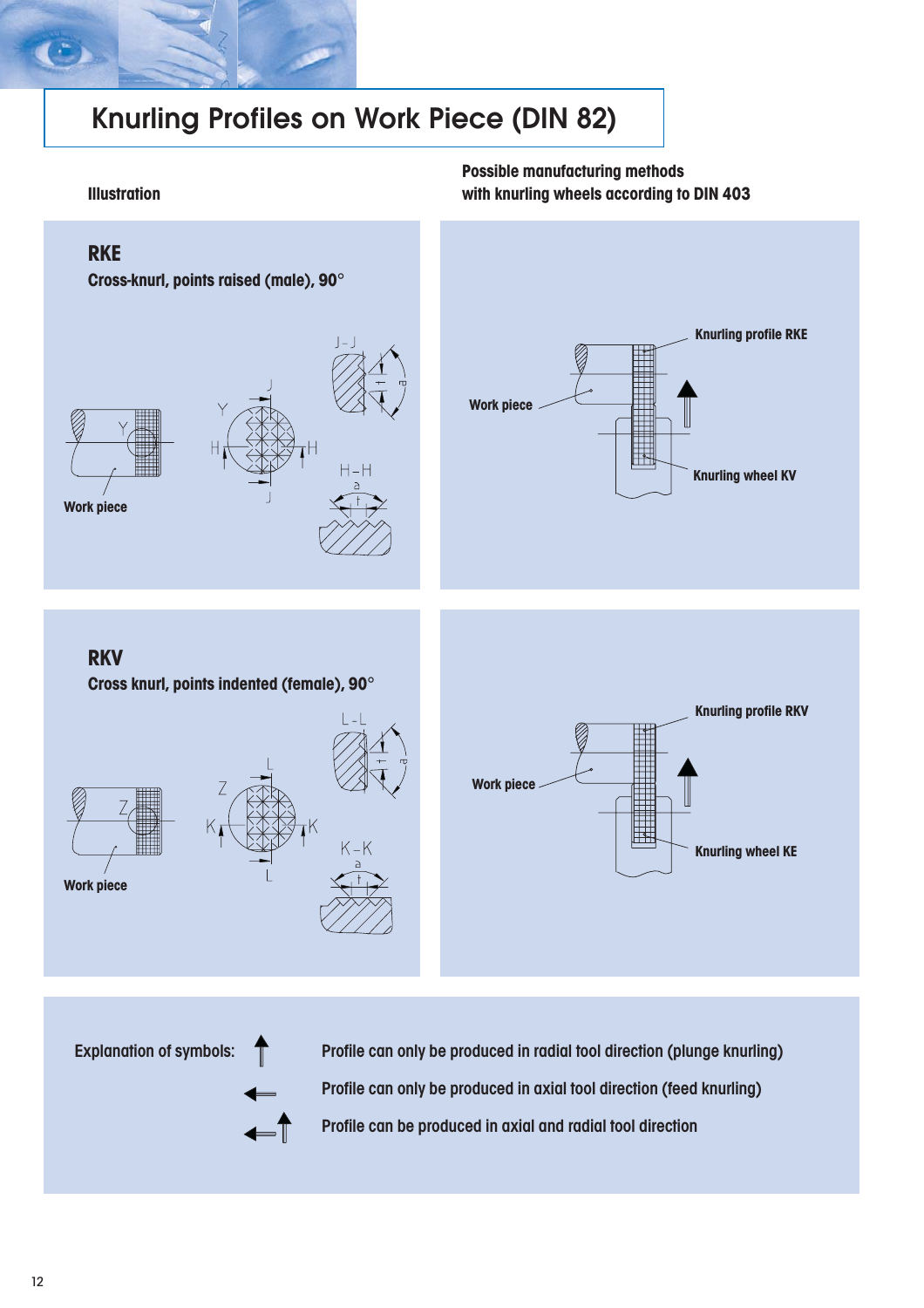# Knurling Profiles on Work Piece (DIN 82)

**Illustration**

**Possible manufacturing methods with knurling wheels according to DIN 403**

## RKE

**Cross-knurl, points raised (male), 90°**

Work piece

J-J

H-H

Knurling profile RKE

Work piece

Knurling wheel KV

## RKV

**Cross knurl, points indented (female), 90°**

Work piece

L-L

K-K

Knurling profile RKV

Work piece

Knurling wheel KE

**Explanation of symbols:**

- ↑ Profile can only be produced in radial tool direction (plunge knurling)
- ← Profile can only be produced in axial tool direction (feed knurling)
- ←↑ Profile can be produced in axial and radial tool direction